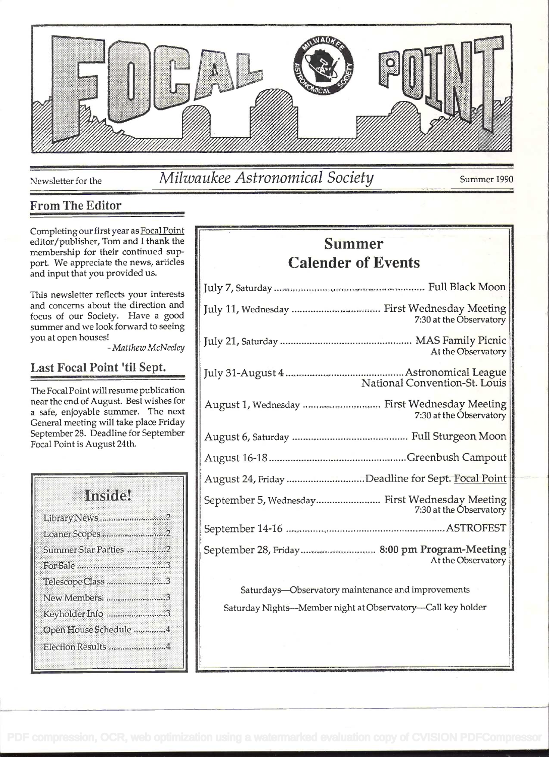# FOCAL POINT

Newsletter for the *Milwaukee Astronomical Society* Summer 1990

## From The Editor

Completing our first year as Focal Point editor/publisher, Tom and I thank the membership for their continued support. We appreciate the news, articles and input that you provided us.

This newsletter reflects your interests and concerns about the direction and focus of our Society. Have a good summer and we look forward to seeing you at open houses!

*- Matthew McNeeley*

## Last Focal Point 'til Sept.

The Focal Point will resume publication near the end of August. Best wishes for a safe, enjoyable summer. The next General meeting will take place Friday September 28. Deadline for September Focal Point is August 24th.

## Inside!

- Library News ..... 2
- Loaner Scopes ..... 2
- Summer Star Parties ..... 2
- For Sale ..... 3
- Telescope Class ..... 3
- New Members ..... 3
- Keyholder Info ..... 3
- Open House Schedule ..... 4
- Election Results ..... 4

## Summer Calender of Events

| | |
|---|---|
| July 7, Saturday | Full Black Moon |
| July 11, Wednesday | First Wednesday Meeting 7:30 at the Observatory |
| July 21, Saturday | MAS Family Picnic At the Observatory |
| July 31-August 4 | Astronomical League National Convention-St. Louis |
| August 1, Wednesday | First Wednesday Meeting 7:30 at the Observatory |
| August 6, Saturday | Full Sturgeon Moon |
| August 16-18 | Greenbush Campout |
| August 24, Friday | Deadline for Sept. Focal Point |
| September 5, Wednesday | First Wednesday Meeting 7:30 at the Observatory |
| September 14-16 | ASTROFEST |
| September 28, Friday | **8:00 pm Program-Meeting** At the Observatory |

Saturdays—Observatory maintenance and improvements

Saturday Nights—Member night at Observatory—Call key holder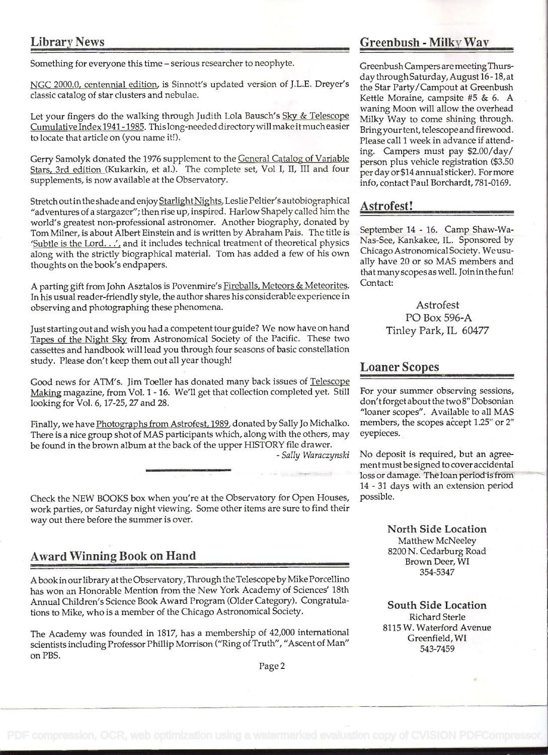## Library News

Something for everyone this time – serious researcher to neophyte.

NGC 2000.0, centennial edition, is Sinnott's updated version of J.L.E. Dreyer's classic catalog of star clusters and nebulae.

Let your fingers do the walking through Judith Lola Bausch's Sky & Telescope Cumulative Index 1941 - 1985. This long-needed directory will make it much easier to locate that article on (you name it!).

Gerry Samolyk donated the 1976 supplement to the General Catalog of Variable Stars, 3rd edition (Kukarkin, et al.). The complete set, Vol I, II, III and four supplements, is now available at the Observatory.

Stretch out in the shade and enjoy Starlight Nights, Leslie Peltier's autobiographical "adventures of a stargazer"; then rise up, inspired. Harlow Shapely called him the world's greatest non-professional astronomer. Another biography, donated by Tom Milner, is about Albert Einstein and is written by Abraham Pais. The title is 'Subtle is the Lord. . .', and it includes technical treatment of theoretical physics along with the strictly biographical material. Tom has added a few of his own thoughts on the book's endpapers.

A parting gift from John Asztalos is Povenmire's Fireballs, Meteors & Meteorites. In his usual reader-friendly style, the author shares his considerable experience in observing and photographing these phenomena.

Just starting out and wish you had a competent tour guide? We now have on hand Tapes of the Night Sky from Astronomical Society of the Pacific. These two cassettes and handbook will lead you through four seasons of basic constellation study. Please don't keep them out all year though!

Good news for ATM's. Jim Toeller has donated many back issues of Telescope Making magazine, from Vol. 1 - 16. We'll get that collection completed yet. Still looking for Vol. 6, 17-25, 27 and 28.

Finally, we have Photographs from Astrofest, 1989, donated by Sally Jo Michalko. There is a nice group shot of MAS participants which, along with the others, may be found in the brown album at the back of the upper HISTORY file drawer.

*- Sally Waraczynski*

Check the NEW BOOKS box when you're at the Observatory for Open Houses, work parties, or Saturday night viewing. Some other items are sure to find their way out there before the summer is over.

## Award Winning Book on Hand

A book in our library at the Observatory, Through the Telescope by Mike Porcellino has won an Honorable Mention from the New York Academy of Sciences' 18th Annual Children's Science Book Award Program (Older Category). Congratulations to Mike, who is a member of the Chicago Astronomical Society.

The Academy was founded in 1817, has a membership of 42,000 international scientists including Professor Phillip Morrison ("Ring of Truth", "Ascent of Man" on PBS.

## Greenbush - Milky Way

Greenbush Campers are meeting Thursday through Saturday, August 16 - 18, at the Star Party/Campout at Greenbush Kettle Moraine, campsite #5 & 6. A waning Moon will allow the overhead Milky Way to come shining through. Bring your tent, telescope and firewood. Please call 1 week in advance if attending. Campers must pay $2.00/day/person plus vehicle registration ($3.50 per day or $14 annual sticker). For more info, contact Paul Borchardt, 781-0169.

## Astrofest!

September 14 - 16. Camp Shaw-Wa-Nas-See, Kankakee, IL. Sponsored by Chicago Astronomical Society. We usually have 20 or so MAS members and that many scopes as well. Join in the fun! Contact:

Astrofest
PO Box 596-A
Tinley Park, IL 60477

## Loaner Scopes

For your summer observing sessions, don't forget about the two 8" Dobsonian "loaner scopes". Available to all MAS members, the scopes accept 1.25" or 2" eyepieces.

No deposit is required, but an agreement must be signed to cover accidental loss or damage. The loan period is from 14 - 31 days with an extension period possible.

**North Side Location**
Matthew McNeeley
8200 N. Cedarburg Road
Brown Deer, WI
354-5347

**South Side Location**
Richard Sterle
8115 W. Waterford Avenue
Greenfield, WI
543-7459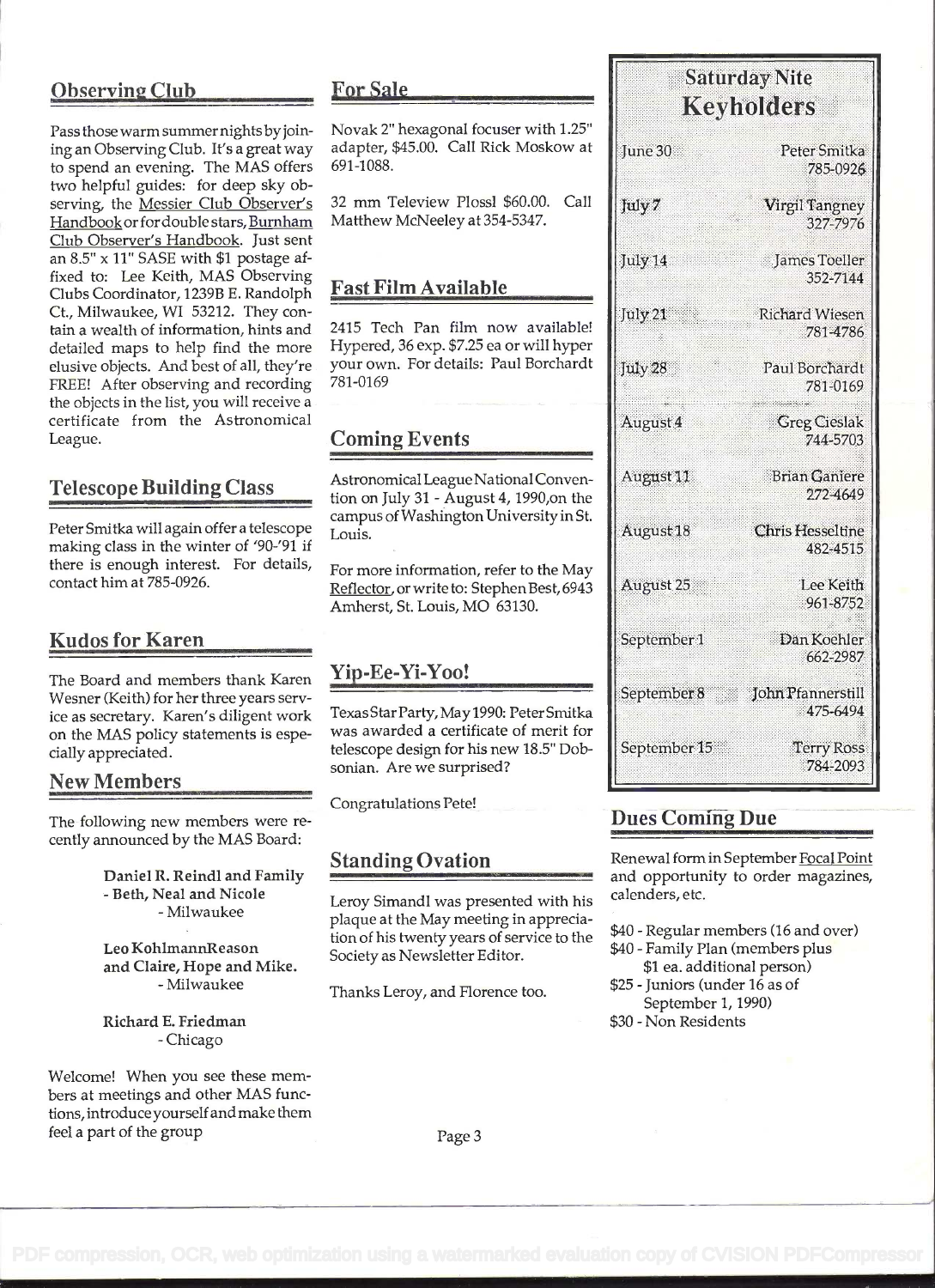## Observing Club

Pass those warm summer nights by joining an Observing Club. It's a great way to spend an evening. The MAS offers two helpful guides: for deep sky observing, the Messier Club Observer's Handbook or for double stars, Burnham Club Observer's Handbook. Just sent an 8.5" x 11" SASE with $1 postage affixed to: Lee Keith, MAS Observing Clubs Coordinator, 1239B E. Randolph Ct., Milwaukee, WI 53212. They contain a wealth of information, hints and detailed maps to help find the more elusive objects. And best of all, they're FREE! After observing and recording the objects in the list, you will receive a certificate from the Astronomical League.

## Telescope Building Class

Peter Smitka will again offer a telescope making class in the winter of '90-'91 if there is enough interest. For details, contact him at 785-0926.

## Kudos for Karen

The Board and members thank Karen Wesner (Keith) for her three years service as secretary. Karen's diligent work on the MAS policy statements is especially appreciated.

## New Members

The following new members were recently announced by the MAS Board:

**Daniel R. Reindl and Family - Beth, Neal and Nicole**
- Milwaukee

**Leo KohlmannReason and Claire, Hope and Mike.**
- Milwaukee

**Richard E. Friedman**
- Chicago

Welcome! When you see these members at meetings and other MAS functions, introduce yourself and make them feel a part of the group

## For Sale

Novak 2" hexagonal focuser with 1.25" adapter, $45.00. Call Rick Moskow at 691-1088.

32 mm Teleview Plossl $60.00. Call Matthew McNeeley at 354-5347.

## Fast Film Available

2415 Tech Pan film now available! Hypered, 36 exp. $7.25 ea or will hyper your own. For details: Paul Borchardt 781-0169

## Coming Events

Astronomical League National Convention on July 31 - August 4, 1990,on the campus of Washington University in St. Louis.

For more information, refer to the May Reflector, or write to: Stephen Best, 6943 Amherst, St. Louis, MO 63130.

## Yip-Ee-Yi-Yoo!

Texas Star Party, May 1990: Peter Smitka was awarded a certificate of merit for telescope design for his new 18.5" Dobsonian. Are we surprised?

Congratulations Pete!

## Standing Ovation

Leroy Simandl was presented with his plaque at the May meeting in appreciation of his twenty years of service to the Society as Newsletter Editor.

Thanks Leroy, and Florence too.

## Saturday Nite Keyholders

| | |
|---|---|
| June 30 | Peter Smitka 785-0926 |
| July 7 | Virgil Tangney 327-7976 |
| July 14 | James Toeller 352-7144 |
| July 21 | Richard Wiesen 781-4786 |
| July 28 | Paul Borchardt 781-0169 |
| August 4 | Greg Cieslak 744-5703 |
| August 11 | Brian Ganiere 272-4649 |
| August 18 | Chris Hesseltine 482-4515 |
| August 25 | Lee Keith 961-8752 |
| September 1 | Dan Koehler 662-2987 |
| September 8 | John Pfannerstill 475-6494 |
| September 15 | Terry Ross 784-2093 |

## Dues Coming Due

Renewal form in September Focal Point and opportunity to order magazines, calenders, etc.

- $40 - Regular members (16 and over)
- $40 - Family Plan (members plus $1 ea. additional person)
- $25 - Juniors (under 16 as of September 1, 1990)
- $30 - Non Residents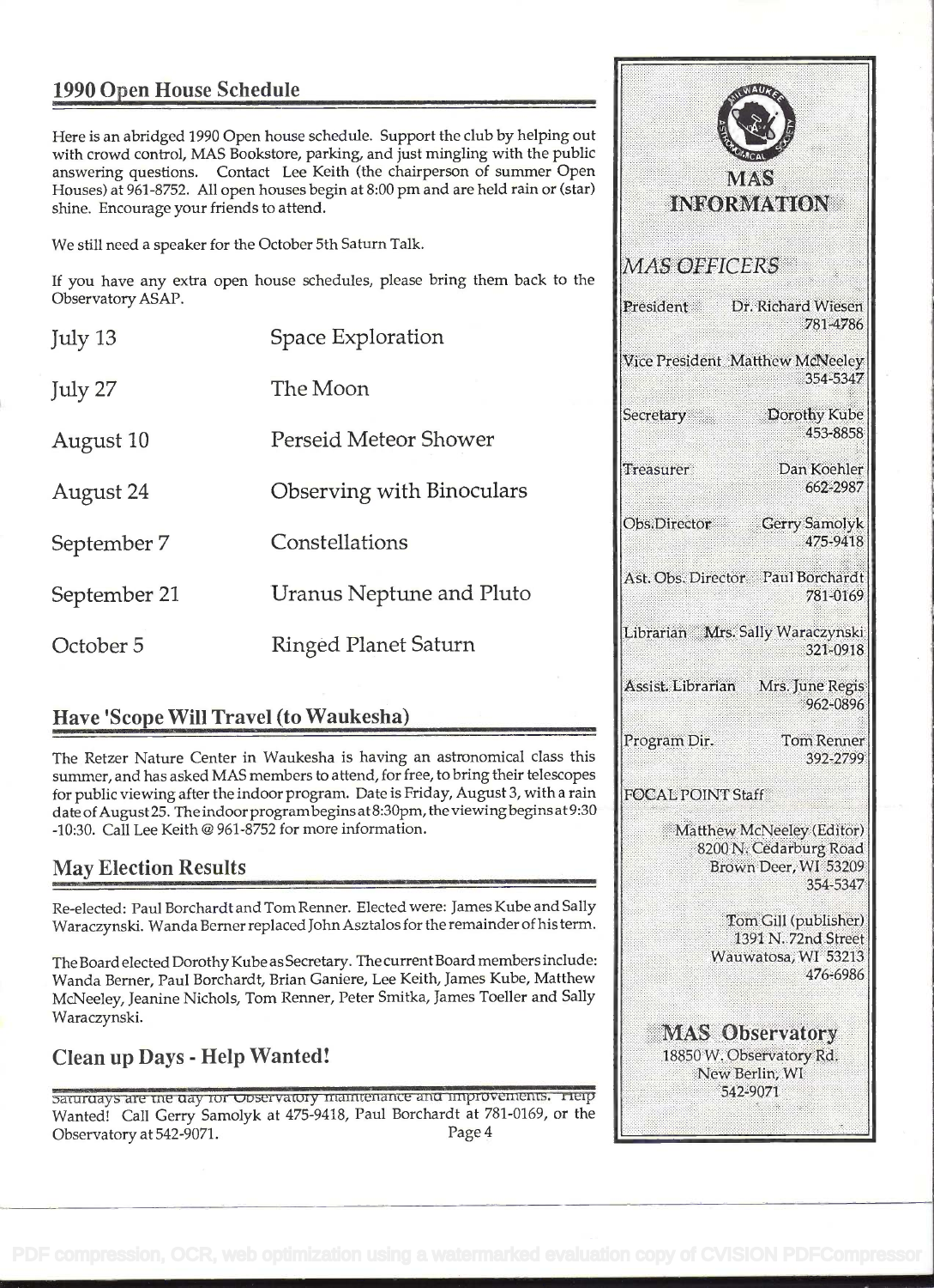## 1990 Open House Schedule

Here is an abridged 1990 Open house schedule. Support the club by helping out with crowd control, MAS Bookstore, parking, and just mingling with the public answering questions. Contact Lee Keith (the chairperson of summer Open Houses) at 961-8752. All open houses begin at 8:00 pm and are held rain or (star) shine. Encourage your friends to attend.

We still need a speaker for the October 5th Saturn Talk.

If you have any extra open house schedules, please bring them back to the Observatory ASAP.

| | |
|---|---|
| July 13 | Space Exploration |
| July 27 | The Moon |
| August 10 | Perseid Meteor Shower |
| August 24 | Observing with Binoculars |
| September 7 | Constellations |
| September 21 | Uranus Neptune and Pluto |
| October 5 | Ringed Planet Saturn |

## Have 'Scope Will Travel (to Waukesha)

The Retzer Nature Center in Waukesha is having an astronomical class this summer, and has asked MAS members to attend, for free, to bring their telescopes for public viewing after the indoor program. Date is Friday, August 3, with a rain date of August 25. The indoor program begins at 8:30pm, the viewing begins at 9:30 -10:30. Call Lee Keith @ 961-8752 for more information.

## May Election Results

Re-elected: Paul Borchardt and Tom Renner. Elected were: James Kube and Sally Waraczynski. Wanda Berner replaced John Asztalos for the remainder of his term.

The Board elected Dorothy Kube as Secretary. The current Board members include: Wanda Berner, Paul Borchardt, Brian Ganiere, Lee Keith, James Kube, Matthew McNeeley, Jeanine Nichols, Tom Renner, Peter Smitka, James Toeller and Sally Waraczynski.

## Clean up Days - Help Wanted!

Saturdays are the day for Observatory maintenance and improvements. Help Wanted! Call Gerry Samolyk at 475-9418, Paul Borchardt at 781-0169, or the Observatory at 542-9071.

## MAS INFORMATION

### *MAS OFFICERS*

| | |
|---|---|
| President | Dr. Richard Wiesen 781-4786 |
| Vice President | Matthew McNeeley 354-5347 |
| Secretary | Dorothy Kube 453-8858 |
| Treasurer | Dan Koehler 662-2987 |
| Obs.Director | Gerry Samolyk 475-9418 |
| Ast. Obs. Director | Paul Borchardt 781-0169 |
| Librarian | Mrs. Sally Waraczynski 321-0918 |
| Assist. Librarian | Mrs. June Regis 962-0896 |
| Program Dir. | Tom Renner 392-2799 |

FOCAL POINT Staff

Matthew McNeeley (Editor)
8200 N. Cedarburg Road
Brown Deer, WI 53209
354-5347

Tom Gill (publisher)
1391 N. 72nd Street
Wauwatosa, WI 53213
476-6986

**MAS Observatory**
18850 W. Observatory Rd.
New Berlin, WI
542-9071